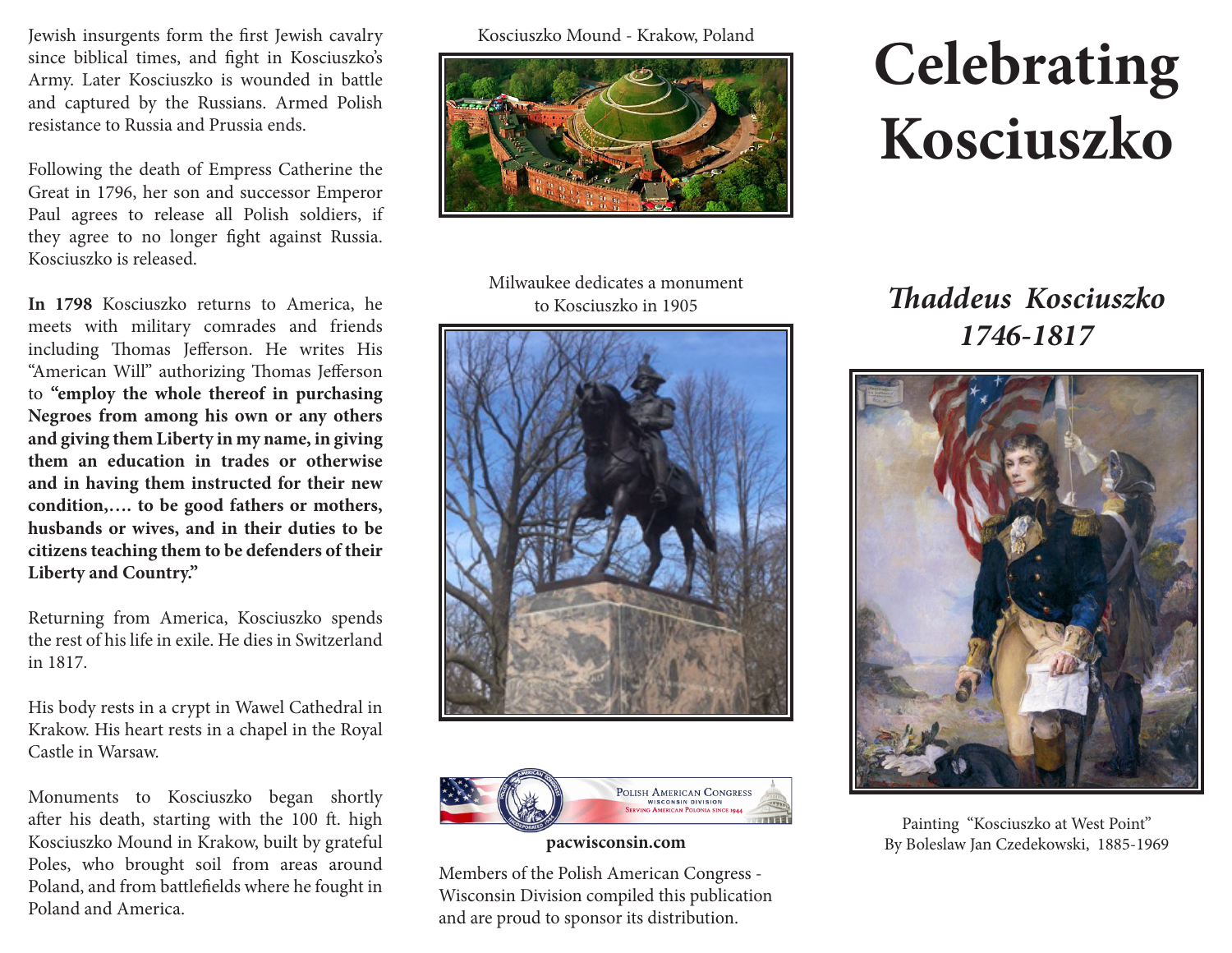Jewish insurgents form the first Jewish cavalry since biblical times, and fight in Kosciuszko's Army. Later Kosciuszko is wounded in battle and captured by the Russians. Armed Polish resistance to Russia and Prussia ends.

Following the death of Empress Catherine the Great in 1796, her son and successor Emperor Paul agrees to release all Polish soldiers, if they agree to no longer fight against Russia. Kosciuszko is released.

**In 1798** Kosciuszko returns to America, he meets with military comrades and friends including Thomas Jefferson. He writes His "American Will" authorizing Thomas Jefferson to **"employ the whole thereof in purchasing Negroes from among his own or any others and giving them Liberty in my name, in giving them an education in trades or otherwise and in having them instructed for their new condition,…. to be good fathers or mothers, husbands or wives, and in their duties to be citizens teaching them to be defenders of their Liberty and Country."**

Returning from America, Kosciuszko spends the rest of his life in exile. He dies in Switzerland in 1817.

His body rests in a crypt in Wawel Cathedral in Krakow. His heart rests in a chapel in the Royal Castle in Warsaw.

Monuments to Kosciuszko began shortly after his death, starting with the 100 ft. high Kosciuszko Mound in Krakow, built by grateful Poles, who brought soil from areas around Poland, and from battlefields where he fought in Poland and America.

Kosciuszko Mound - Krakow, Poland

Milwaukee dedicates a monument to Kosciuszko in 1905

Polish American Congress
Wisconsin Division
Serving American Polonia since 1944

**pacwisconsin.com**

Members of the Polish American Congress - Wisconsin Division compiled this publication and are proud to sponsor its distribution.

# Celebrating Kosciuszko

## *Thaddeus Kosciuszko 1746-1817*

Painting "Kosciuszko at West Point"
By Boleslaw Jan Czedekowski, 1885-1969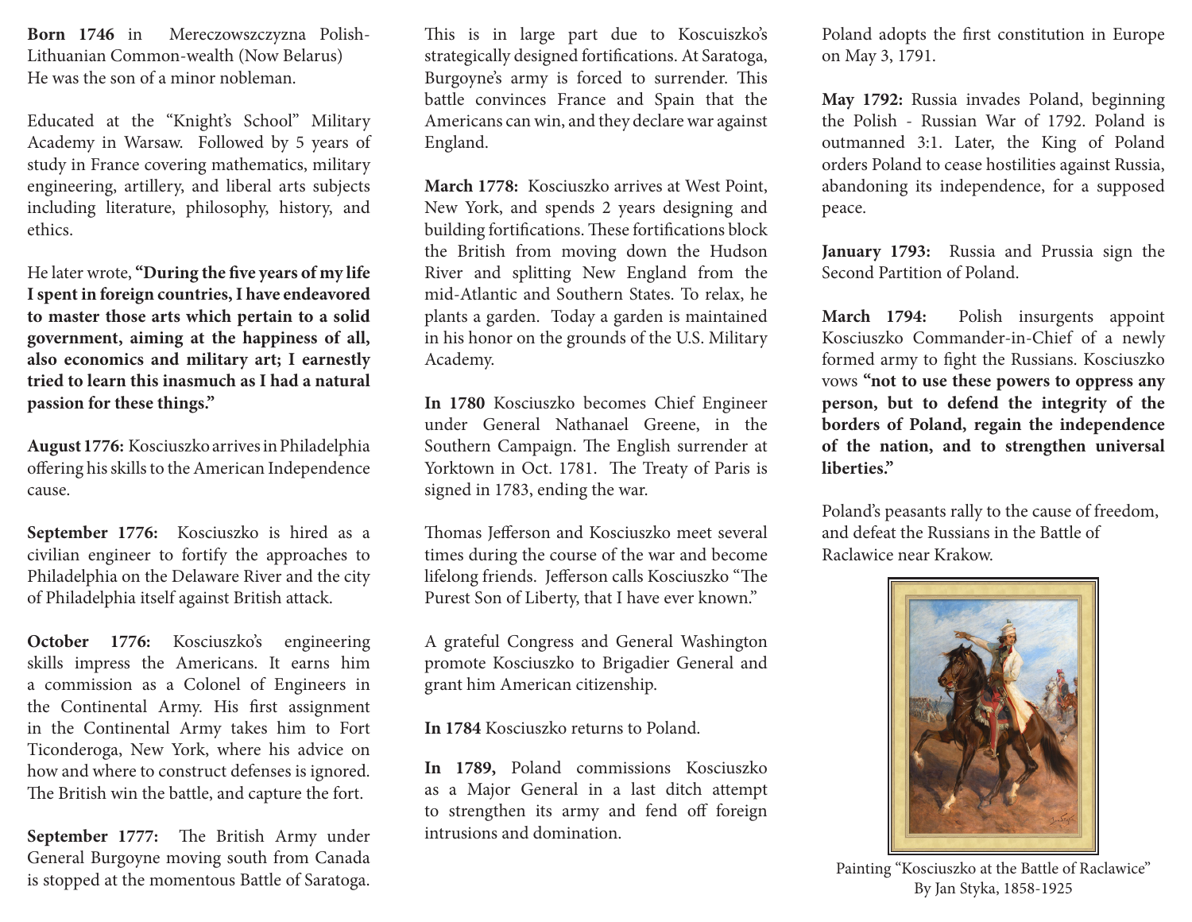**Born 1746** in Mereczowszczyzna Polish-Lithuanian Common-wealth (Now Belarus) He was the son of a minor nobleman.

Educated at the "Knight's School" Military Academy in Warsaw. Followed by 5 years of study in France covering mathematics, military engineering, artillery, and liberal arts subjects including literature, philosophy, history, and ethics.

He later wrote, **"During the five years of my life I spent in foreign countries, I have endeavored to master those arts which pertain to a solid government, aiming at the happiness of all, also economics and military art; I earnestly tried to learn this inasmuch as I had a natural passion for these things."**

**August 1776:** Kosciuszko arrives in Philadelphia offering his skills to the American Independence cause.

**September 1776:** Kosciuszko is hired as a civilian engineer to fortify the approaches to Philadelphia on the Delaware River and the city of Philadelphia itself against British attack.

**October 1776:** Kosciuszko's engineering skills impress the Americans. It earns him a commission as a Colonel of Engineers in the Continental Army. His first assignment in the Continental Army takes him to Fort Ticonderoga, New York, where his advice on how and where to construct defenses is ignored. The British win the battle, and capture the fort.

**September 1777:** The British Army under General Burgoyne moving south from Canada is stopped at the momentous Battle of Saratoga. This is in large part due to Koscuiszko's strategically designed fortifications. At Saratoga, Burgoyne's army is forced to surrender. This battle convinces France and Spain that the Americans can win, and they declare war against England.

**March 1778:** Kosciuszko arrives at West Point, New York, and spends 2 years designing and building fortifications. These fortifications block the British from moving down the Hudson River and splitting New England from the mid-Atlantic and Southern States. To relax, he plants a garden. Today a garden is maintained in his honor on the grounds of the U.S. Military Academy.

**In 1780** Kosciuszko becomes Chief Engineer under General Nathanael Greene, in the Southern Campaign. The English surrender at Yorktown in Oct. 1781. The Treaty of Paris is signed in 1783, ending the war.

Thomas Jefferson and Kosciuszko meet several times during the course of the war and become lifelong friends. Jefferson calls Kosciuszko "The Purest Son of Liberty, that I have ever known."

A grateful Congress and General Washington promote Kosciuszko to Brigadier General and grant him American citizenship.

**In 1784** Kosciuszko returns to Poland.

**In 1789,** Poland commissions Kosciuszko as a Major General in a last ditch attempt to strengthen its army and fend off foreign intrusions and domination.

Poland adopts the first constitution in Europe on May 3, 1791.

**May 1792:** Russia invades Poland, beginning the Polish - Russian War of 1792. Poland is outmanned 3:1. Later, the King of Poland orders Poland to cease hostilities against Russia, abandoning its independence, for a supposed peace.

**January 1793:** Russia and Prussia sign the Second Partition of Poland.

**March 1794:** Polish insurgents appoint Kosciuszko Commander-in-Chief of a newly formed army to fight the Russians. Kosciuszko vows **"not to use these powers to oppress any person, but to defend the integrity of the borders of Poland, regain the independence of the nation, and to strengthen universal liberties."**

Poland's peasants rally to the cause of freedom, and defeat the Russians in the Battle of Raclawice near Krakow.

Painting "Kosciuszko at the Battle of Raclawice"
By Jan Styka, 1858-1925